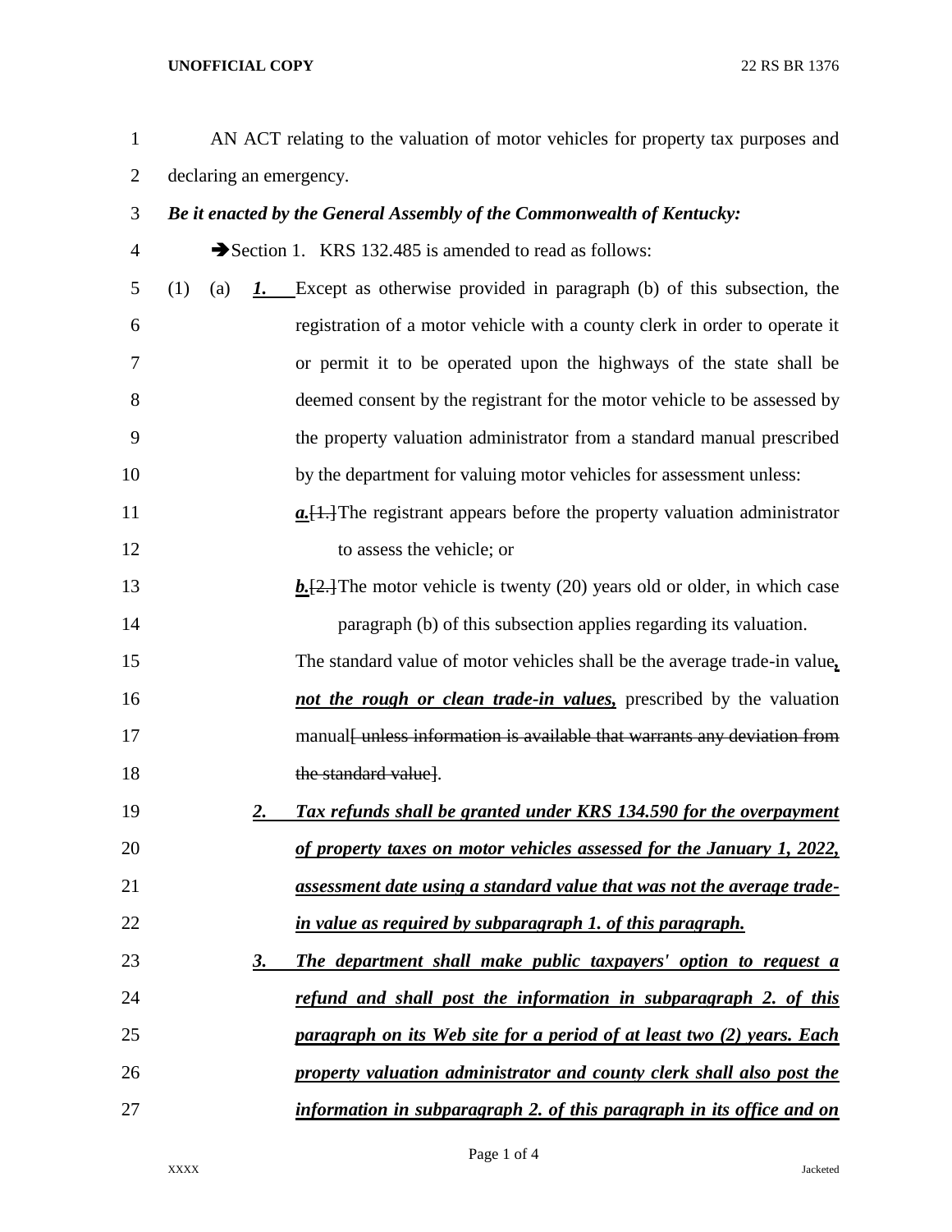AN ACT relating to the valuation of motor vehicles for property tax purposes and declaring an emergency.

***Be it enacted by the General Assembly of the Commonwealth of Kentucky:***

➔Section 1. KRS 132.485 is amended to read as follows:

(1) (a) ***1.*** Except as otherwise provided in paragraph (b) of this subsection, the registration of a motor vehicle with a county clerk in order to operate it or permit it to be operated upon the highways of the state shall be deemed consent by the registrant for the motor vehicle to be assessed by the property valuation administrator from a standard manual prescribed by the department for valuing motor vehicles for assessment unless:

***a.***~~[1.]~~The registrant appears before the property valuation administrator to assess the vehicle; or

***b.***~~[2.]~~The motor vehicle is twenty (20) years old or older, in which case paragraph (b) of this subsection applies regarding its valuation.

The standard value of motor vehicles shall be the average trade-in value***, not the rough or clean trade-in values,*** prescribed by the valuation manual~~[ unless information is available that warrants any deviation from the standard value]~~.

***2. Tax refunds shall be granted under KRS 134.590 for the overpayment of property taxes on motor vehicles assessed for the January 1, 2022, assessment date using a standard value that was not the average trade-in value as required by subparagraph 1. of this paragraph.***

***3. The department shall make public taxpayers' option to request a refund and shall post the information in subparagraph 2. of this paragraph on its Web site for a period of at least two (2) years. Each property valuation administrator and county clerk shall also post the information in subparagraph 2. of this paragraph in its office and on***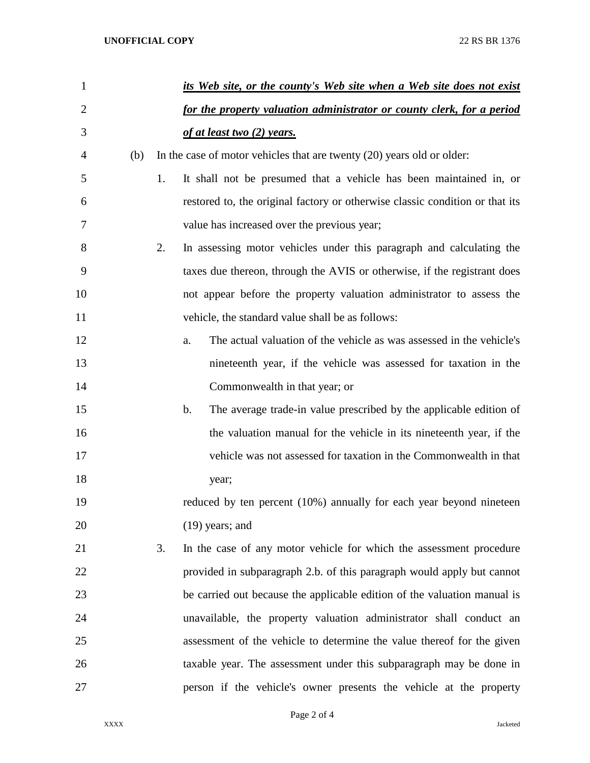***its Web site, or the county's Web site when a Web site does not exist for the property valuation administrator or county clerk, for a period of at least two (2) years.***

(b) In the case of motor vehicles that are twenty (20) years old or older:

1. It shall not be presumed that a vehicle has been maintained in, or restored to, the original factory or otherwise classic condition or that its value has increased over the previous year;

2. In assessing motor vehicles under this paragraph and calculating the taxes due thereon, through the AVIS or otherwise, if the registrant does not appear before the property valuation administrator to assess the vehicle, the standard value shall be as follows:

   a. The actual valuation of the vehicle as was assessed in the vehicle's nineteenth year, if the vehicle was assessed for taxation in the Commonwealth in that year; or

   b. The average trade-in value prescribed by the applicable edition of the valuation manual for the vehicle in its nineteenth year, if the vehicle was not assessed for taxation in the Commonwealth in that year;

   reduced by ten percent (10%) annually for each year beyond nineteen (19) years; and

3. In the case of any motor vehicle for which the assessment procedure provided in subparagraph 2.b. of this paragraph would apply but cannot be carried out because the applicable edition of the valuation manual is unavailable, the property valuation administrator shall conduct an assessment of the vehicle to determine the value thereof for the given taxable year. The assessment under this subparagraph may be done in person if the vehicle's owner presents the vehicle at the property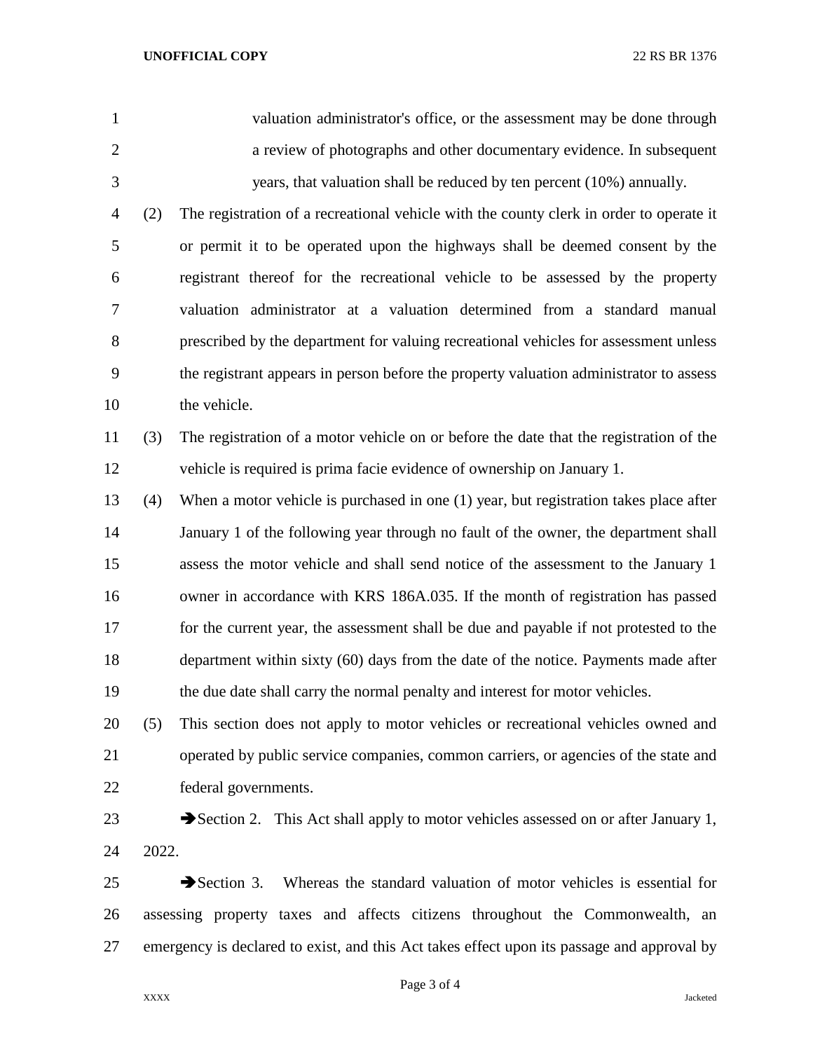valuation administrator's office, or the assessment may be done through a review of photographs and other documentary evidence. In subsequent years, that valuation shall be reduced by ten percent (10%) annually.

(2) The registration of a recreational vehicle with the county clerk in order to operate it or permit it to be operated upon the highways shall be deemed consent by the registrant thereof for the recreational vehicle to be assessed by the property valuation administrator at a valuation determined from a standard manual prescribed by the department for valuing recreational vehicles for assessment unless the registrant appears in person before the property valuation administrator to assess the vehicle.

(3) The registration of a motor vehicle on or before the date that the registration of the vehicle is required is prima facie evidence of ownership on January 1.

(4) When a motor vehicle is purchased in one (1) year, but registration takes place after January 1 of the following year through no fault of the owner, the department shall assess the motor vehicle and shall send notice of the assessment to the January 1 owner in accordance with KRS 186A.035. If the month of registration has passed for the current year, the assessment shall be due and payable if not protested to the department within sixty (60) days from the date of the notice. Payments made after the due date shall carry the normal penalty and interest for motor vehicles.

(5) This section does not apply to motor vehicles or recreational vehicles owned and operated by public service companies, common carriers, or agencies of the state and federal governments.

➔Section 2. This Act shall apply to motor vehicles assessed on or after January 1, 2022.

➔Section 3. Whereas the standard valuation of motor vehicles is essential for assessing property taxes and affects citizens throughout the Commonwealth, an emergency is declared to exist, and this Act takes effect upon its passage and approval by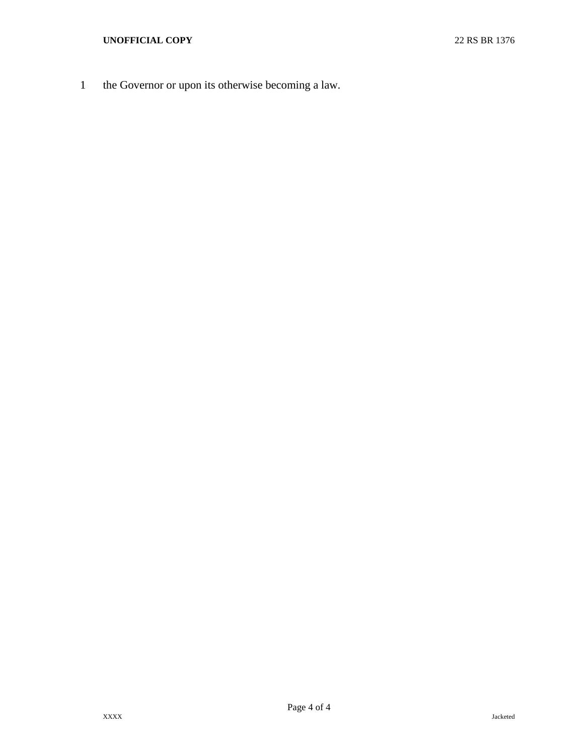the Governor or upon its otherwise becoming a law.